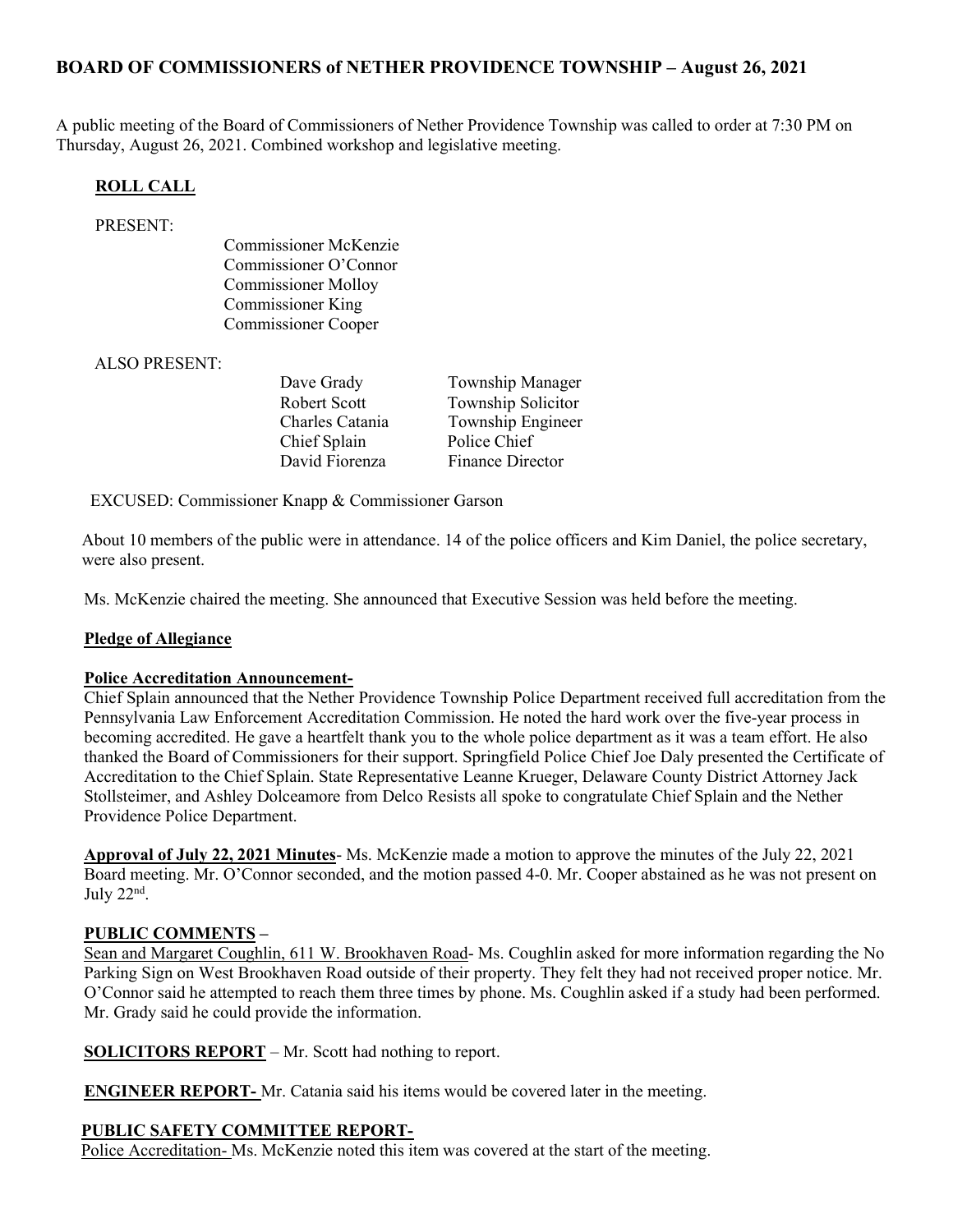# BOARD OF COMMISSIONERS of NETHER PROVIDENCE TOWNSHIP – August 26, 2021

A public meeting of the Board of Commissioners of Nether Providence Township was called to order at 7:30 PM on Thursday, August 26, 2021. Combined workshop and legislative meeting.

## ROLL CALL

PRESENT:

Commissioner McKenzie
Commissioner O'Connor
Commissioner Molloy
Commissioner King
Commissioner Cooper

ALSO PRESENT:

| | |
|---|---|
| Dave Grady | Township Manager |
| Robert Scott | Township Solicitor |
| Charles Catania | Township Engineer |
| Chief Splain | Police Chief |
| David Fiorenza | Finance Director |

EXCUSED: Commissioner Knapp & Commissioner Garson

About 10 members of the public were in attendance. 14 of the police officers and Kim Daniel, the police secretary, were also present.

Ms. McKenzie chaired the meeting. She announced that Executive Session was held before the meeting.

**Pledge of Allegiance**

**Police Accreditation Announcement-**
Chief Splain announced that the Nether Providence Township Police Department received full accreditation from the Pennsylvania Law Enforcement Accreditation Commission. He noted the hard work over the five-year process in becoming accredited. He gave a heartfelt thank you to the whole police department as it was a team effort. He also thanked the Board of Commissioners for their support. Springfield Police Chief Joe Daly presented the Certificate of Accreditation to the Chief Splain. State Representative Leanne Krueger, Delaware County District Attorney Jack Stollsteimer, and Ashley Dolceamore from Delco Resists all spoke to congratulate Chief Splain and the Nether Providence Police Department.

**Approval of July 22, 2021 Minutes**- Ms. McKenzie made a motion to approve the minutes of the July 22, 2021 Board meeting. Mr. O'Connor seconded, and the motion passed 4-0. Mr. Cooper abstained as he was not present on July 22nd.

**PUBLIC COMMENTS –**
Sean and Margaret Coughlin, 611 W. Brookhaven Road- Ms. Coughlin asked for more information regarding the No Parking Sign on West Brookhaven Road outside of their property. They felt they had not received proper notice. Mr. O'Connor said he attempted to reach them three times by phone. Ms. Coughlin asked if a study had been performed. Mr. Grady said he could provide the information.

**SOLICITORS REPORT** – Mr. Scott had nothing to report.

**ENGINEER REPORT-** Mr. Catania said his items would be covered later in the meeting.

**PUBLIC SAFETY COMMITTEE REPORT-**
Police Accreditation- Ms. McKenzie noted this item was covered at the start of the meeting.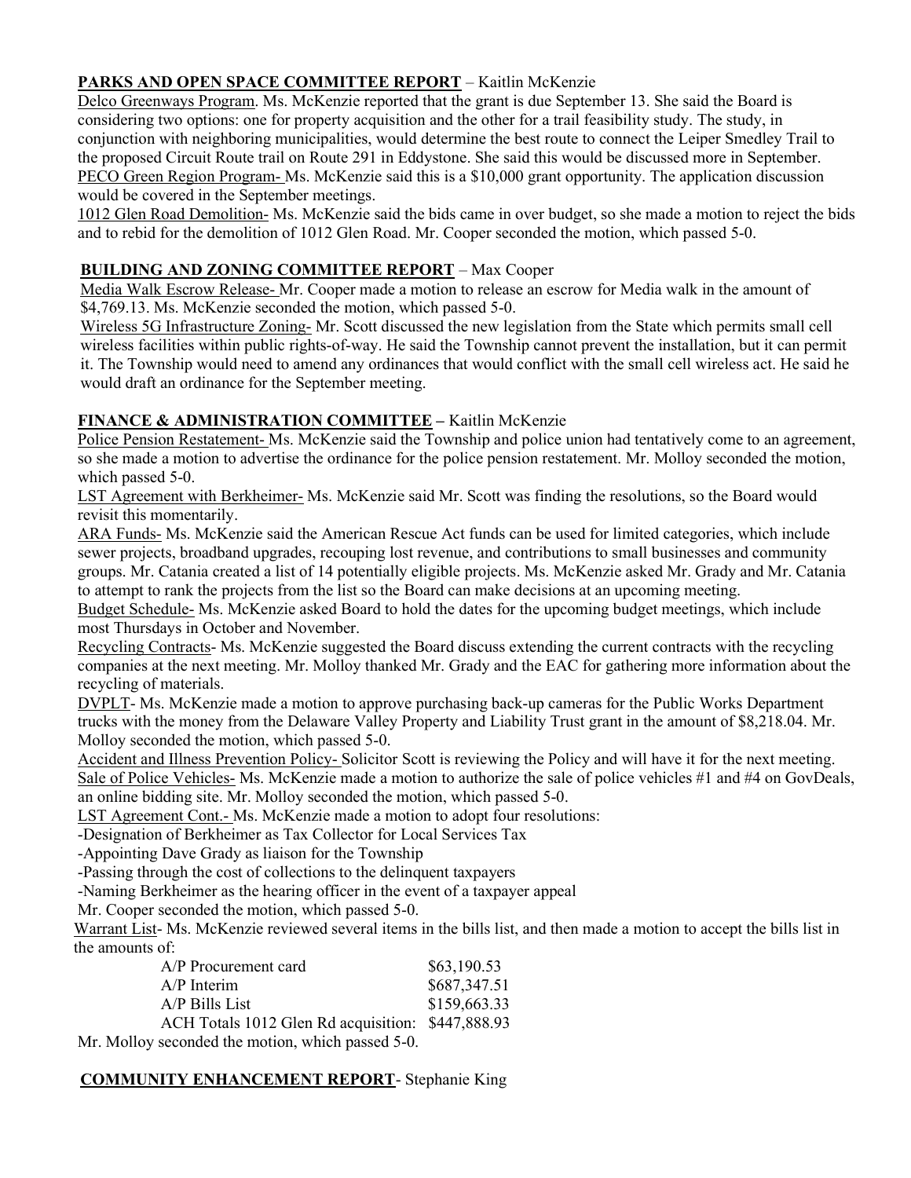**PARKS AND OPEN SPACE COMMITTEE REPORT** – Kaitlin McKenzie

Delco Greenways Program. Ms. McKenzie reported that the grant is due September 13. She said the Board is considering two options: one for property acquisition and the other for a trail feasibility study. The study, in conjunction with neighboring municipalities, would determine the best route to connect the Leiper Smedley Trail to the proposed Circuit Route trail on Route 291 in Eddystone. She said this would be discussed more in September.

PECO Green Region Program- Ms. McKenzie said this is a $10,000 grant opportunity. The application discussion would be covered in the September meetings.

1012 Glen Road Demolition- Ms. McKenzie said the bids came in over budget, so she made a motion to reject the bids and to rebid for the demolition of 1012 Glen Road. Mr. Cooper seconded the motion, which passed 5-0.

**BUILDING AND ZONING COMMITTEE REPORT** – Max Cooper

Media Walk Escrow Release- Mr. Cooper made a motion to release an escrow for Media walk in the amount of $4,769.13. Ms. McKenzie seconded the motion, which passed 5-0.

Wireless 5G Infrastructure Zoning- Mr. Scott discussed the new legislation from the State which permits small cell wireless facilities within public rights-of-way. He said the Township cannot prevent the installation, but it can permit it. The Township would need to amend any ordinances that would conflict with the small cell wireless act. He said he would draft an ordinance for the September meeting.

**FINANCE & ADMINISTRATION COMMITTEE** – Kaitlin McKenzie

Police Pension Restatement- Ms. McKenzie said the Township and police union had tentatively come to an agreement, so she made a motion to advertise the ordinance for the police pension restatement. Mr. Molloy seconded the motion, which passed 5-0.

LST Agreement with Berkheimer- Ms. McKenzie said Mr. Scott was finding the resolutions, so the Board would revisit this momentarily.

ARA Funds- Ms. McKenzie said the American Rescue Act funds can be used for limited categories, which include sewer projects, broadband upgrades, recouping lost revenue, and contributions to small businesses and community groups. Mr. Catania created a list of 14 potentially eligible projects. Ms. McKenzie asked Mr. Grady and Mr. Catania to attempt to rank the projects from the list so the Board can make decisions at an upcoming meeting.

Budget Schedule- Ms. McKenzie asked Board to hold the dates for the upcoming budget meetings, which include most Thursdays in October and November.

Recycling Contracts- Ms. McKenzie suggested the Board discuss extending the current contracts with the recycling companies at the next meeting. Mr. Molloy thanked Mr. Grady and the EAC for gathering more information about the recycling of materials.

DVPLT- Ms. McKenzie made a motion to approve purchasing back-up cameras for the Public Works Department trucks with the money from the Delaware Valley Property and Liability Trust grant in the amount of $8,218.04. Mr. Molloy seconded the motion, which passed 5-0.

Accident and Illness Prevention Policy- Solicitor Scott is reviewing the Policy and will have it for the next meeting.

Sale of Police Vehicles- Ms. McKenzie made a motion to authorize the sale of police vehicles #1 and #4 on GovDeals, an online bidding site. Mr. Molloy seconded the motion, which passed 5-0.

LST Agreement Cont.- Ms. McKenzie made a motion to adopt four resolutions:

- Designation of Berkheimer as Tax Collector for Local Services Tax
- Appointing Dave Grady as liaison for the Township
- Passing through the cost of collections to the delinquent taxpayers
- Naming Berkheimer as the hearing officer in the event of a taxpayer appeal

Mr. Cooper seconded the motion, which passed 5-0.

Warrant List- Ms. McKenzie reviewed several items in the bills list, and then made a motion to accept the bills list in the amounts of:

| | |
|---|---|
| A/P Procurement card | $63,190.53 |
| A/P Interim | $687,347.51 |
| A/P Bills List | $159,663.33 |
| ACH Totals 1012 Glen Rd acquisition: | $447,888.93 |

Mr. Molloy seconded the motion, which passed 5-0.

**COMMUNITY ENHANCEMENT REPORT**- Stephanie King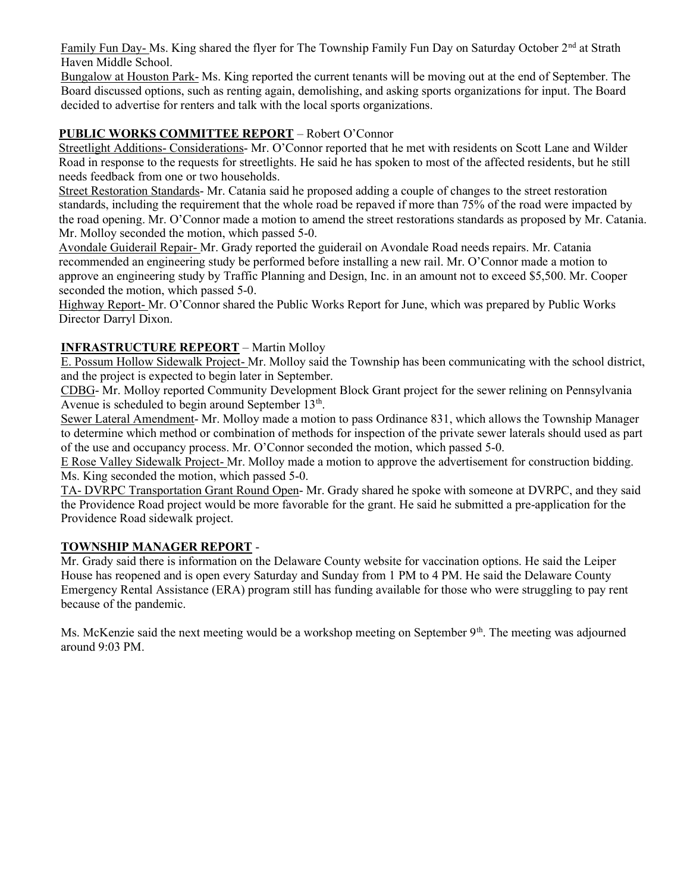Family Fun Day- Ms. King shared the flyer for The Township Family Fun Day on Saturday October 2nd at Strath Haven Middle School.

Bungalow at Houston Park- Ms. King reported the current tenants will be moving out at the end of September. The Board discussed options, such as renting again, demolishing, and asking sports organizations for input. The Board decided to advertise for renters and talk with the local sports organizations.

**PUBLIC WORKS COMMITTEE REPORT** – Robert O'Connor

Streetlight Additions- Considerations- Mr. O'Connor reported that he met with residents on Scott Lane and Wilder Road in response to the requests for streetlights. He said he has spoken to most of the affected residents, but he still needs feedback from one or two households.

Street Restoration Standards- Mr. Catania said he proposed adding a couple of changes to the street restoration standards, including the requirement that the whole road be repaved if more than 75% of the road were impacted by the road opening. Mr. O'Connor made a motion to amend the street restorations standards as proposed by Mr. Catania. Mr. Molloy seconded the motion, which passed 5-0.

Avondale Guiderail Repair- Mr. Grady reported the guiderail on Avondale Road needs repairs. Mr. Catania recommended an engineering study be performed before installing a new rail. Mr. O'Connor made a motion to approve an engineering study by Traffic Planning and Design, Inc. in an amount not to exceed $5,500. Mr. Cooper seconded the motion, which passed 5-0.

Highway Report- Mr. O'Connor shared the Public Works Report for June, which was prepared by Public Works Director Darryl Dixon.

**INFRASTRUCTURE REPEORT** – Martin Molloy

E. Possum Hollow Sidewalk Project- Mr. Molloy said the Township has been communicating with the school district, and the project is expected to begin later in September.

CDBG- Mr. Molloy reported Community Development Block Grant project for the sewer relining on Pennsylvania Avenue is scheduled to begin around September 13th.

Sewer Lateral Amendment- Mr. Molloy made a motion to pass Ordinance 831, which allows the Township Manager to determine which method or combination of methods for inspection of the private sewer laterals should used as part of the use and occupancy process. Mr. O'Connor seconded the motion, which passed 5-0.

E Rose Valley Sidewalk Project- Mr. Molloy made a motion to approve the advertisement for construction bidding. Ms. King seconded the motion, which passed 5-0.

TA- DVRPC Transportation Grant Round Open- Mr. Grady shared he spoke with someone at DVRPC, and they said the Providence Road project would be more favorable for the grant. He said he submitted a pre-application for the Providence Road sidewalk project.

**TOWNSHIP MANAGER REPORT** -

Mr. Grady said there is information on the Delaware County website for vaccination options. He said the Leiper House has reopened and is open every Saturday and Sunday from 1 PM to 4 PM. He said the Delaware County Emergency Rental Assistance (ERA) program still has funding available for those who were struggling to pay rent because of the pandemic.

Ms. McKenzie said the next meeting would be a workshop meeting on September 9th. The meeting was adjourned around 9:03 PM.